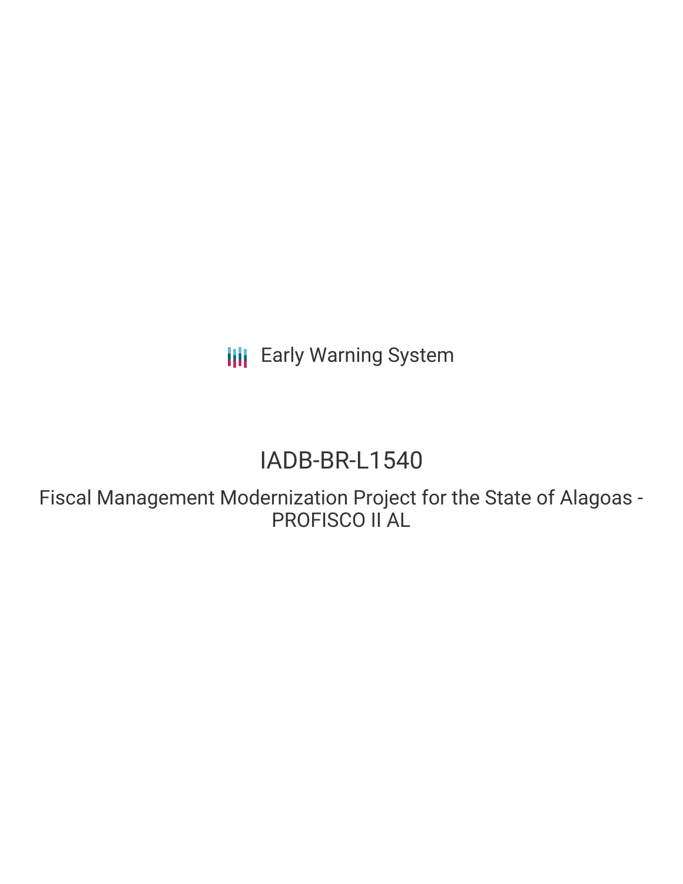Early Warning System

# IADB-BR-L1540

## Fiscal Management Modernization Project for the State of Alagoas - PROFISCO II AL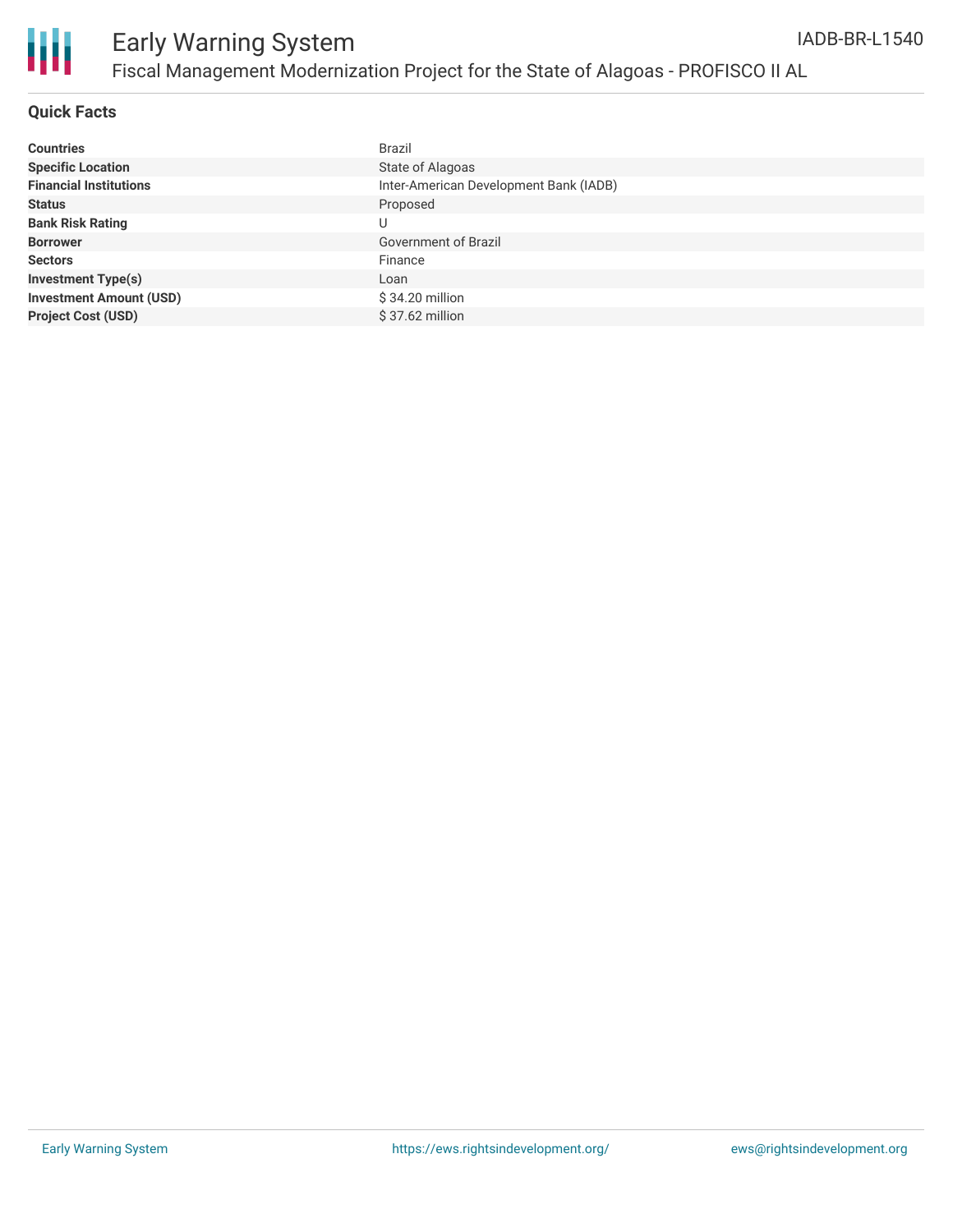# Early Warning System

## Fiscal Management Modernization Project for the State of Alagoas - PROFISCO II AL

IADB-BR-L1540

### Quick Facts

| | |
|---|---|
| **Countries** | Brazil |
| **Specific Location** | State of Alagoas |
| **Financial Institutions** | Inter-American Development Bank (IADB) |
| **Status** | Proposed |
| **Bank Risk Rating** | U |
| **Borrower** | Government of Brazil |
| **Sectors** | Finance |
| **Investment Type(s)** | Loan |
| **Investment Amount (USD)** | $ 34.20 million |
| **Project Cost (USD)** | $ 37.62 million |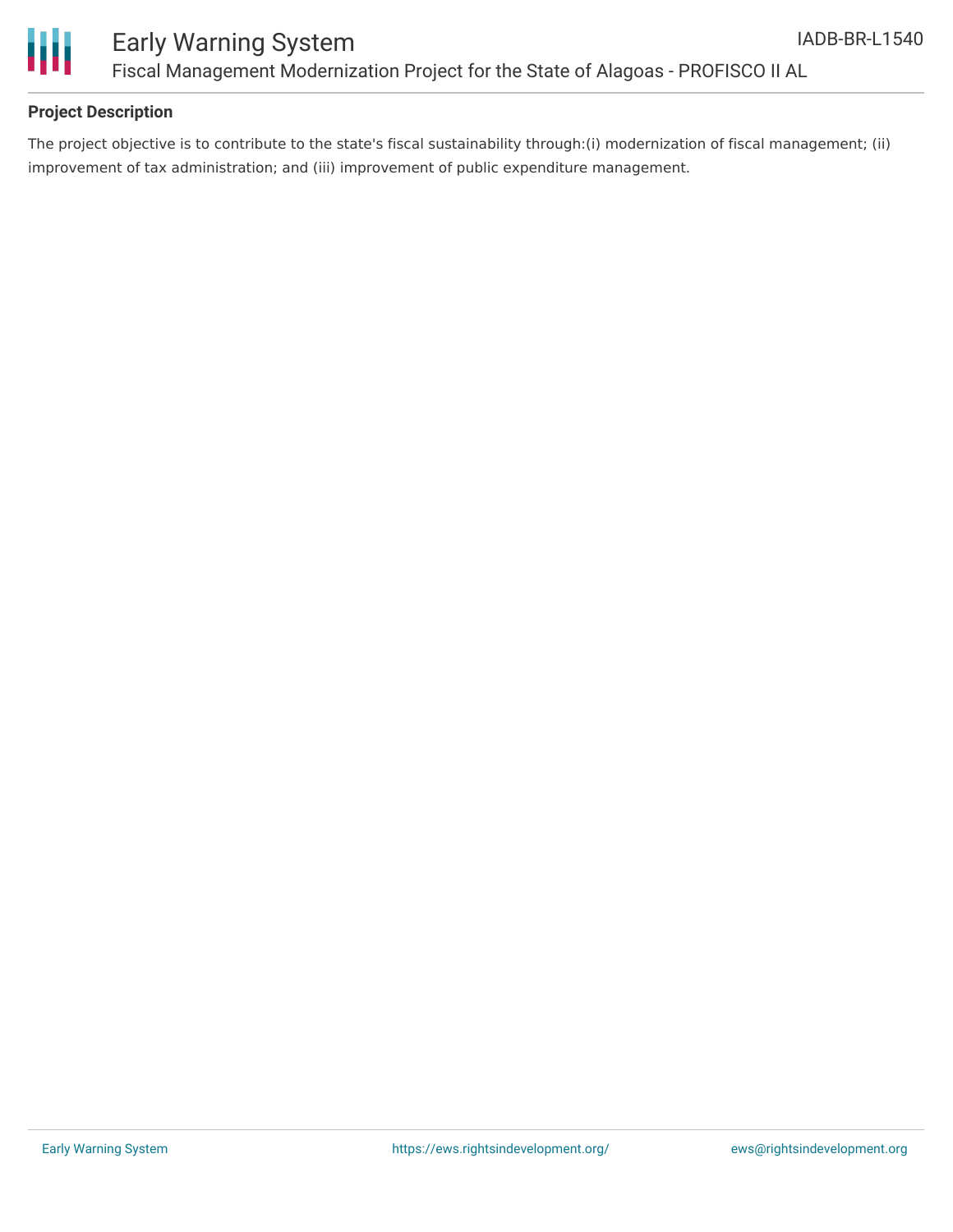## Project Description

The project objective is to contribute to the state's fiscal sustainability through:(i) modernization of fiscal management; (ii) improvement of tax administration; and (iii) improvement of public expenditure management.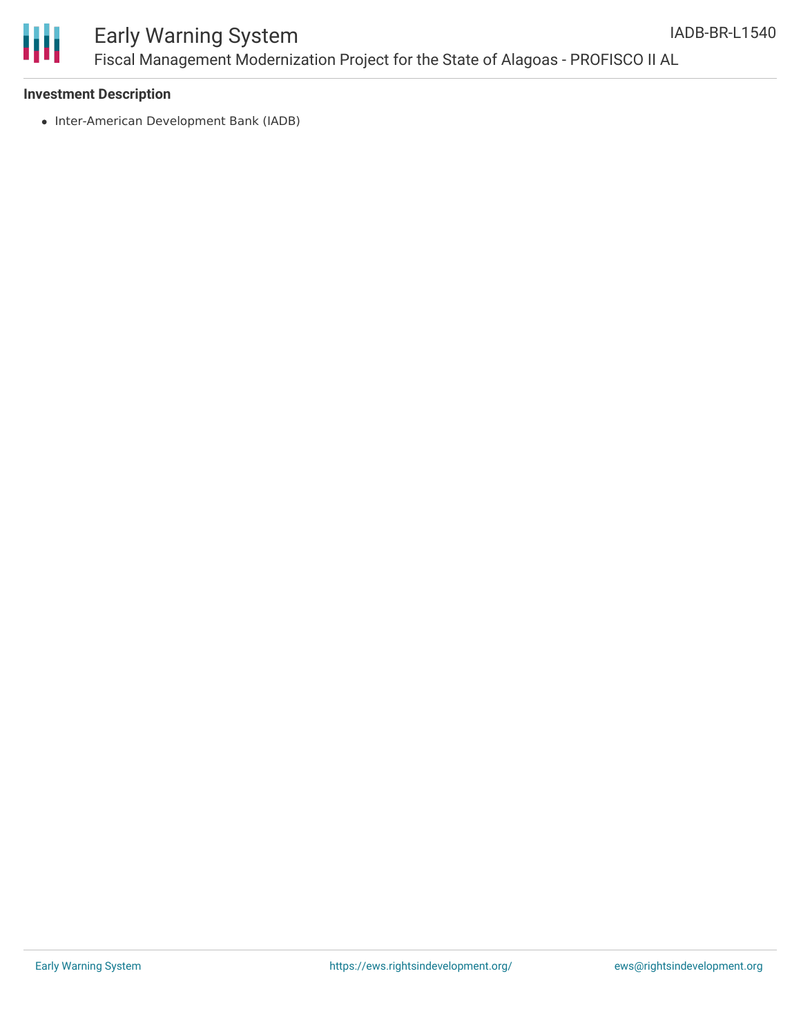**Investment Description**

- Inter-American Development Bank (IADB)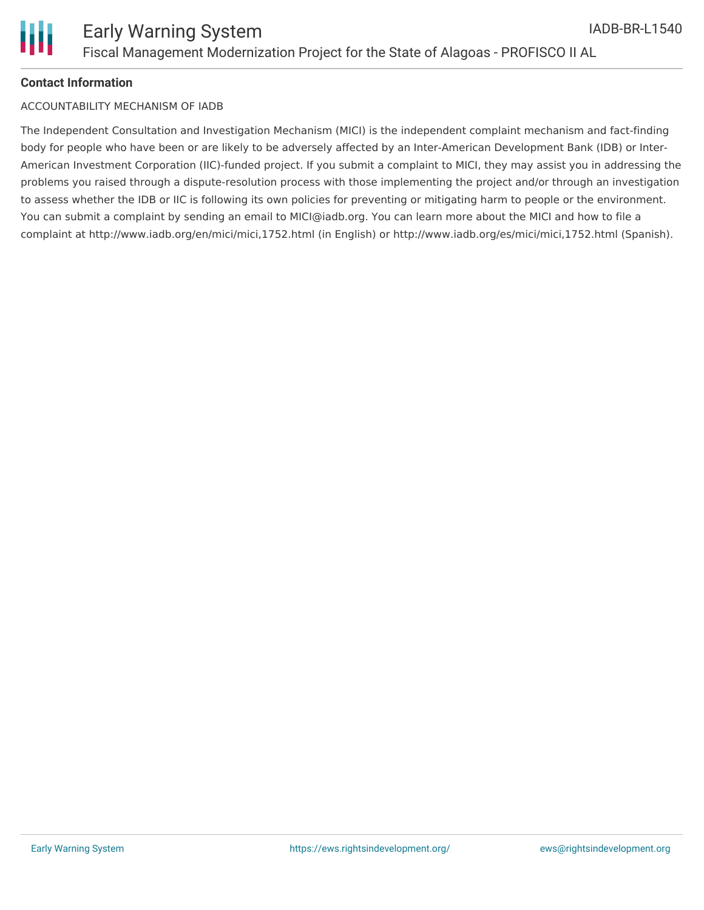**Contact Information**

ACCOUNTABILITY MECHANISM OF IADB

The Independent Consultation and Investigation Mechanism (MICI) is the independent complaint mechanism and fact-finding body for people who have been or are likely to be adversely affected by an Inter-American Development Bank (IDB) or Inter-American Investment Corporation (IIC)-funded project. If you submit a complaint to MICI, they may assist you in addressing the problems you raised through a dispute-resolution process with those implementing the project and/or through an investigation to assess whether the IDB or IIC is following its own policies for preventing or mitigating harm to people or the environment. You can submit a complaint by sending an email to MICI@iadb.org. You can learn more about the MICI and how to file a complaint at http://www.iadb.org/en/mici/mici,1752.html (in English) or http://www.iadb.org/es/mici/mici,1752.html (Spanish).